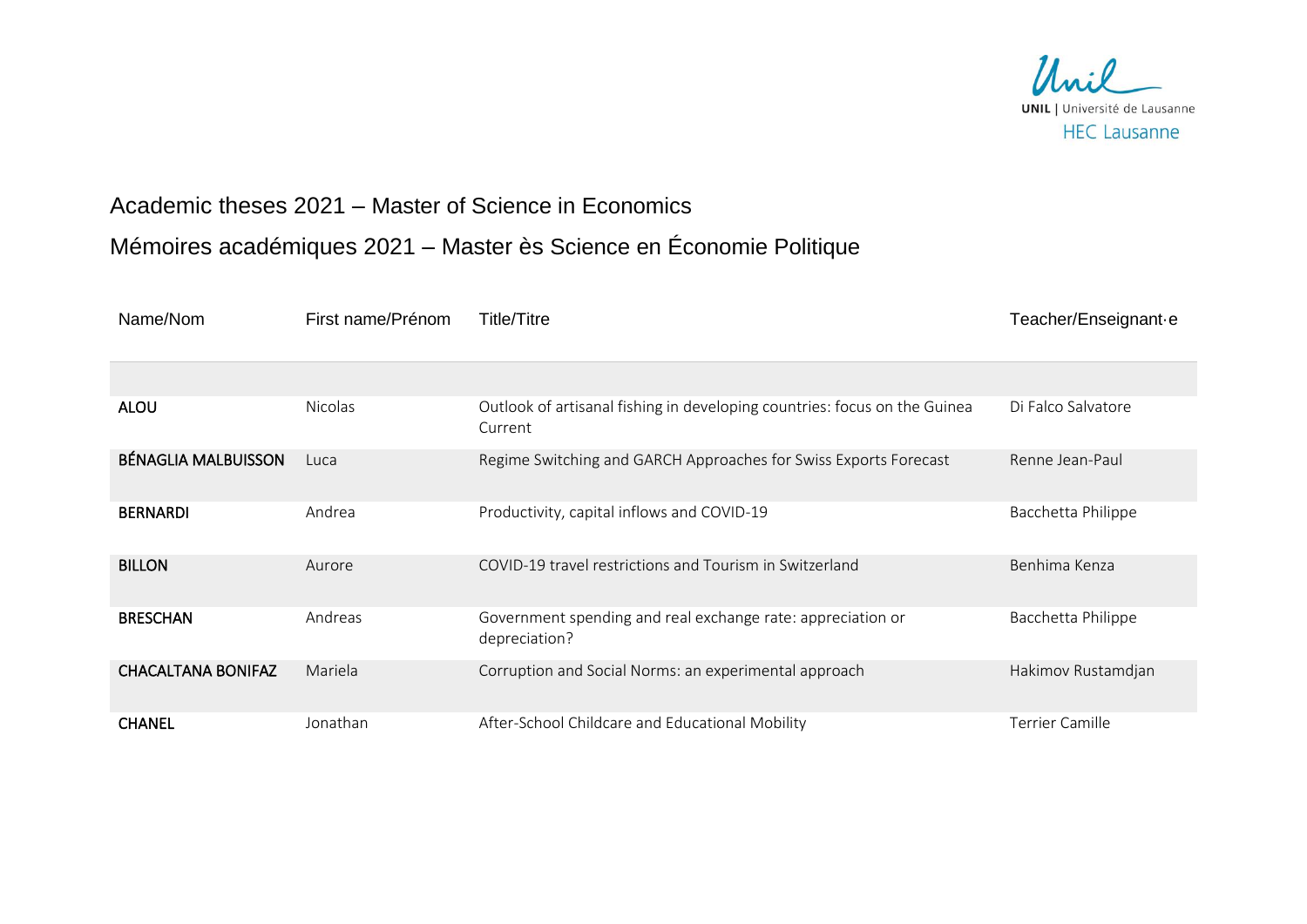# Academic theses 2021 – Master of Science in Economics

# Mémoires académiques 2021 – Master ès Science en Économie Politique

| Name/Nom | First name/Prénom | Title/Titre | Teacher/Enseignant·e |
|---|---|---|---|
| **ALOU** | Nicolas | Outlook of artisanal fishing in developing countries: focus on the Guinea Current | Di Falco Salvatore |
| **BÉNAGLIA MALBUISSON** | Luca | Regime Switching and GARCH Approaches for Swiss Exports Forecast | Renne Jean-Paul |
| **BERNARDI** | Andrea | Productivity, capital inflows and COVID-19 | Bacchetta Philippe |
| **BILLON** | Aurore | COVID-19 travel restrictions and Tourism in Switzerland | Benhima Kenza |
| **BRESCHAN** | Andreas | Government spending and real exchange rate: appreciation or depreciation? | Bacchetta Philippe |
| **CHACALTANA BONIFAZ** | Mariela | Corruption and Social Norms: an experimental approach | Hakimov Rustamdjan |
| **CHANEL** | Jonathan | After-School Childcare and Educational Mobility | Terrier Camille |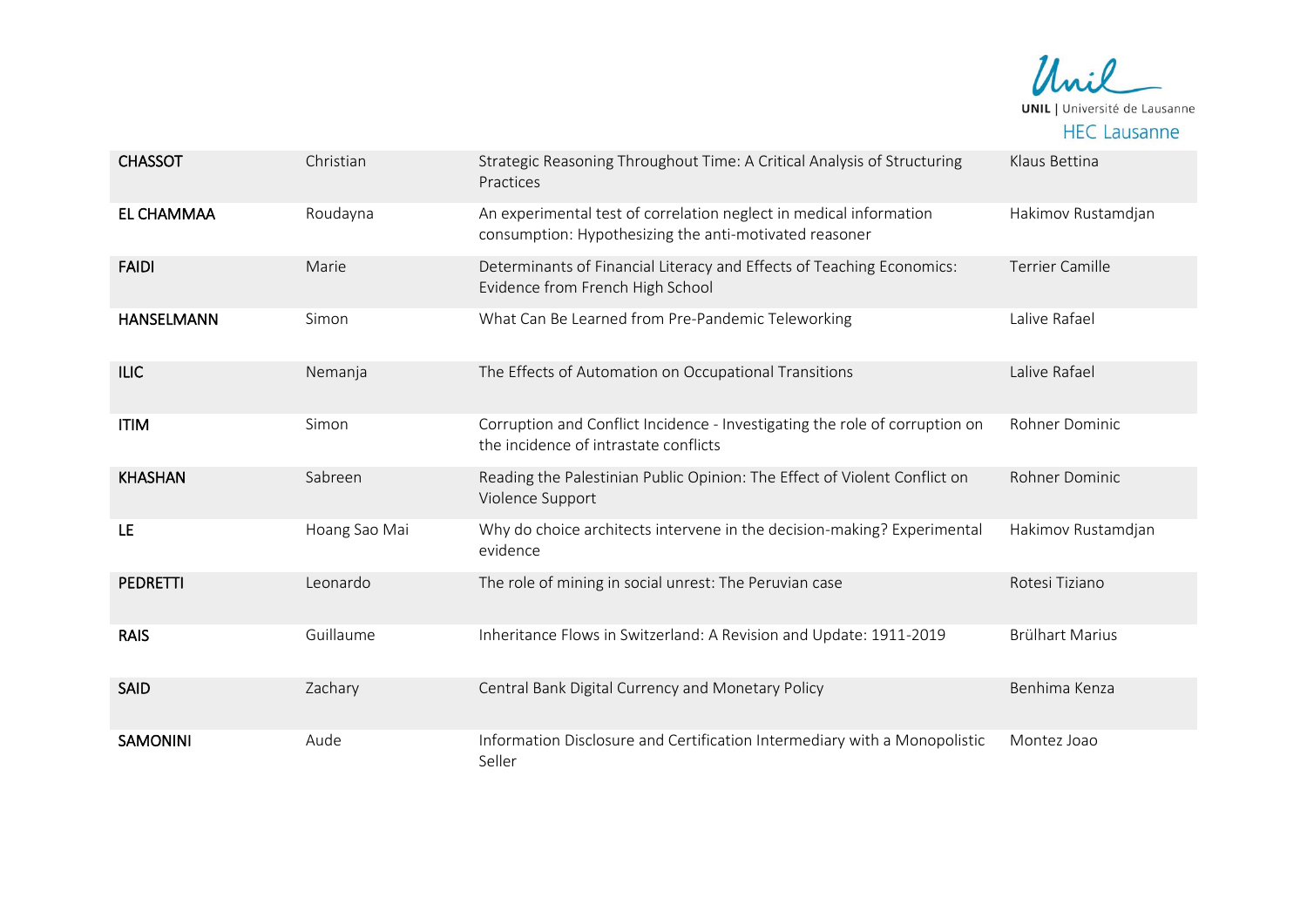| | | | |
|---|---|---|---|
| **CHASSOT** | Christian | Strategic Reasoning Throughout Time: A Critical Analysis of Structuring Practices | Klaus Bettina |
| **EL CHAMMAA** | Roudayna | An experimental test of correlation neglect in medical information consumption: Hypothesizing the anti-motivated reasoner | Hakimov Rustamdjan |
| **FAIDI** | Marie | Determinants of Financial Literacy and Effects of Teaching Economics: Evidence from French High School | Terrier Camille |
| **HANSELMANN** | Simon | What Can Be Learned from Pre-Pandemic Teleworking | Lalive Rafael |
| **ILIC** | Nemanja | The Effects of Automation on Occupational Transitions | Lalive Rafael |
| **ITIM** | Simon | Corruption and Conflict Incidence - Investigating the role of corruption on the incidence of intrastate conflicts | Rohner Dominic |
| **KHASHAN** | Sabreen | Reading the Palestinian Public Opinion: The Effect of Violent Conflict on Violence Support | Rohner Dominic |
| **LE** | Hoang Sao Mai | Why do choice architects intervene in the decision-making? Experimental evidence | Hakimov Rustamdjan |
| **PEDRETTI** | Leonardo | The role of mining in social unrest: The Peruvian case | Rotesi Tiziano |
| **RAIS** | Guillaume | Inheritance Flows in Switzerland: A Revision and Update: 1911-2019 | Brülhart Marius |
| **SAID** | Zachary | Central Bank Digital Currency and Monetary Policy | Benhima Kenza |
| **SAMONINI** | Aude | Information Disclosure and Certification Intermediary with a Monopolistic Seller | Montez Joao |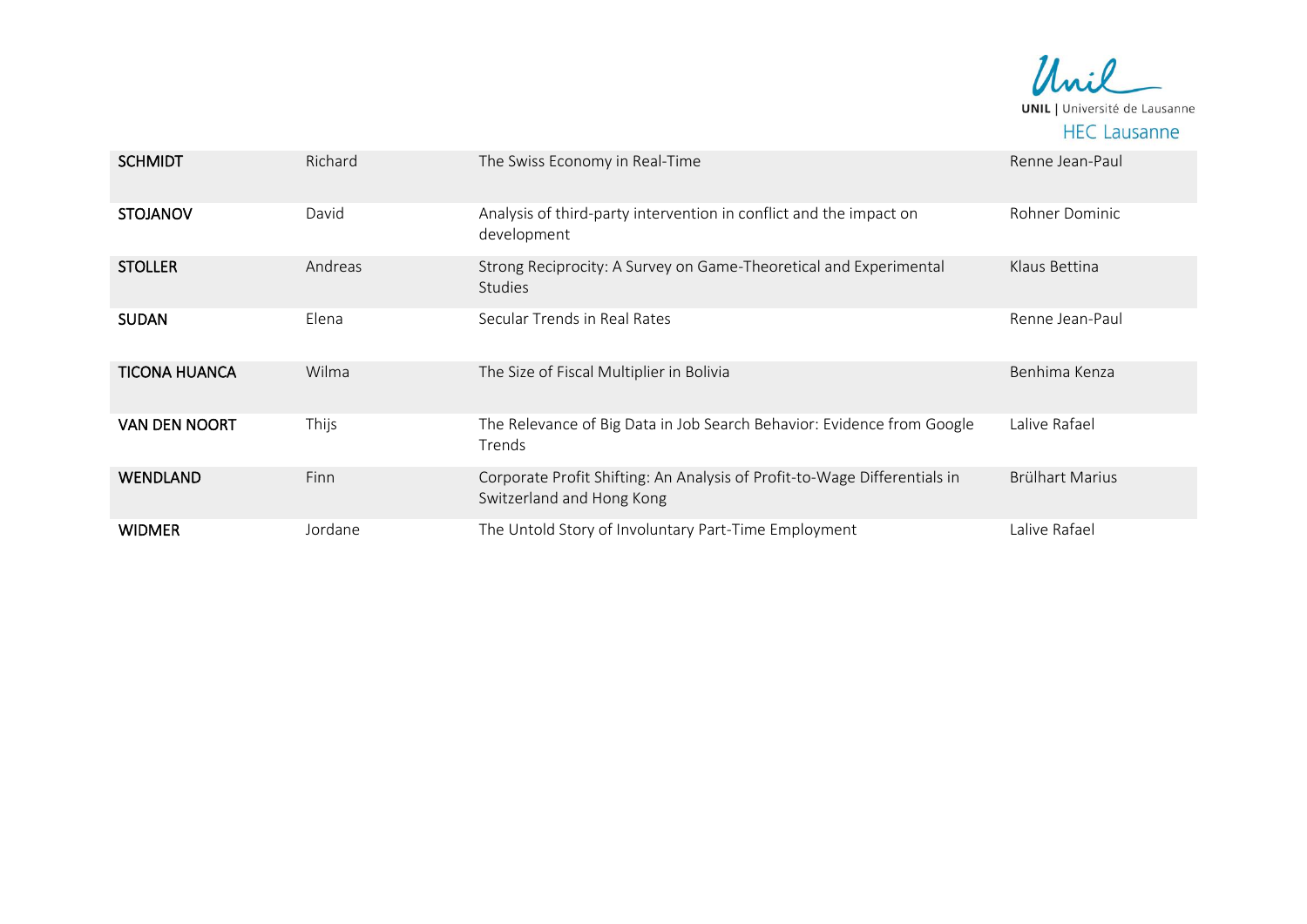| | | | |
|---|---|---|---|
| **SCHMIDT** | Richard | The Swiss Economy in Real-Time | Renne Jean-Paul |
| **STOJANOV** | David | Analysis of third-party intervention in conflict and the impact on development | Rohner Dominic |
| **STOLLER** | Andreas | Strong Reciprocity: A Survey on Game-Theoretical and Experimental Studies | Klaus Bettina |
| **SUDAN** | Elena | Secular Trends in Real Rates | Renne Jean-Paul |
| **TICONA HUANCA** | Wilma | The Size of Fiscal Multiplier in Bolivia | Benhima Kenza |
| **VAN DEN NOORT** | Thijs | The Relevance of Big Data in Job Search Behavior: Evidence from Google Trends | Lalive Rafael |
| **WENDLAND** | Finn | Corporate Profit Shifting: An Analysis of Profit-to-Wage Differentials in Switzerland and Hong Kong | Brülhart Marius |
| **WIDMER** | Jordane | The Untold Story of Involuntary Part-Time Employment | Lalive Rafael |